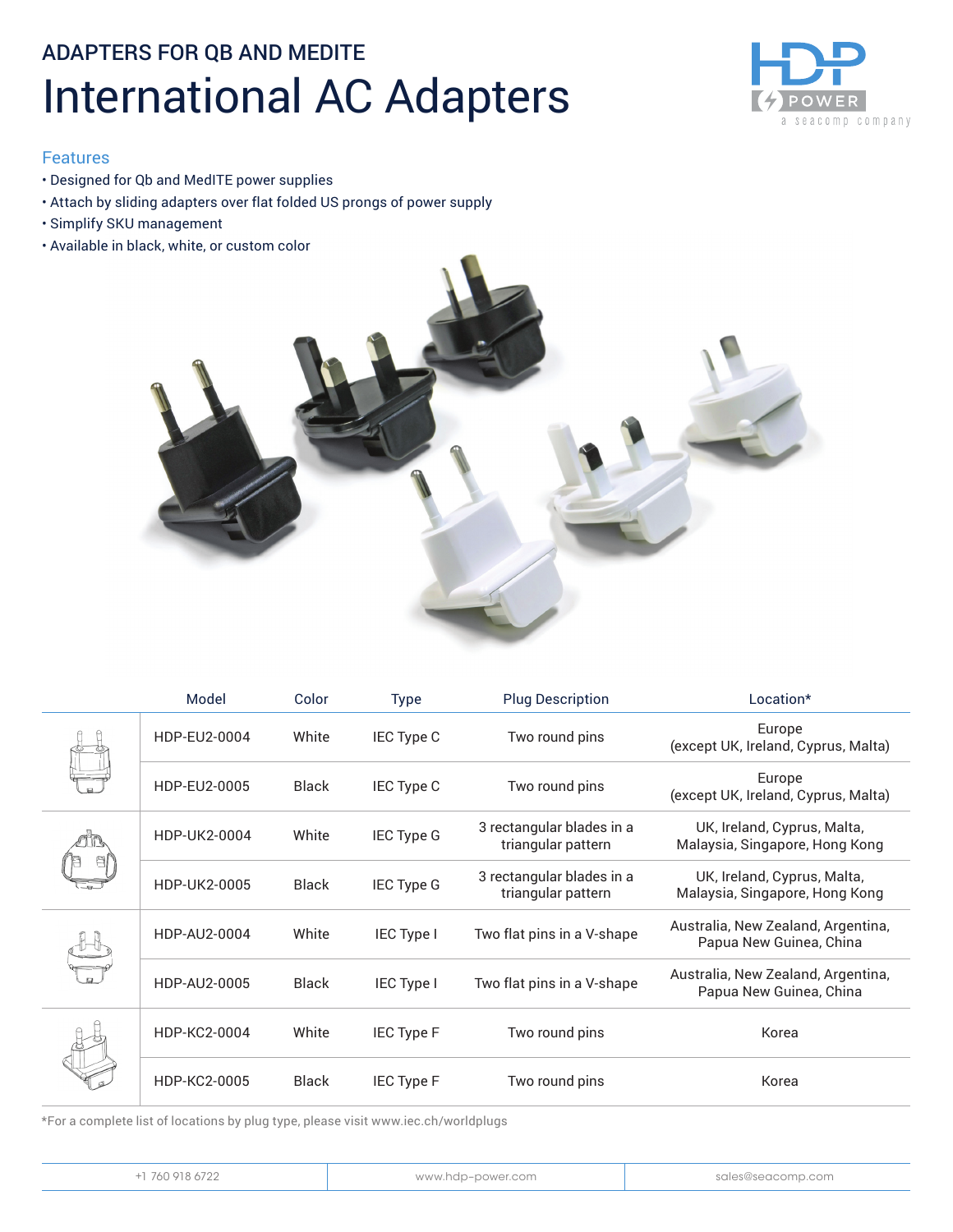ADAPTERS FOR QB AND MEDITE

# International AC Adapters

## Features

- Designed for Qb and MedITE power supplies
- Attach by sliding adapters over flat folded US prongs of power supply
- Simplify SKU management
- Available in black, white, or custom color

| | Model | Color | Type | Plug Description | Location* |
|---|---|---|---|---|---|
| | HDP-EU2-0004 | White | IEC Type C | Two round pins | Europe (except UK, Ireland, Cyprus, Malta) |
| | HDP-EU2-0005 | Black | IEC Type C | Two round pins | Europe (except UK, Ireland, Cyprus, Malta) |
| | HDP-UK2-0004 | White | IEC Type G | 3 rectangular blades in a triangular pattern | UK, Ireland, Cyprus, Malta, Malaysia, Singapore, Hong Kong |
| | HDP-UK2-0005 | Black | IEC Type G | 3 rectangular blades in a triangular pattern | UK, Ireland, Cyprus, Malta, Malaysia, Singapore, Hong Kong |
| | HDP-AU2-0004 | White | IEC Type I | Two flat pins in a V-shape | Australia, New Zealand, Argentina, Papua New Guinea, China |
| | HDP-AU2-0005 | Black | IEC Type I | Two flat pins in a V-shape | Australia, New Zealand, Argentina, Papua New Guinea, China |
| | HDP-KC2-0004 | White | IEC Type F | Two round pins | Korea |
| | HDP-KC2-0005 | Black | IEC Type F | Two round pins | Korea |

*For a complete list of locations by plug type, please visit www.iec.ch/worldplugs

+1 760 918 6722 | www.hdp-power.com | sales@seacomp.com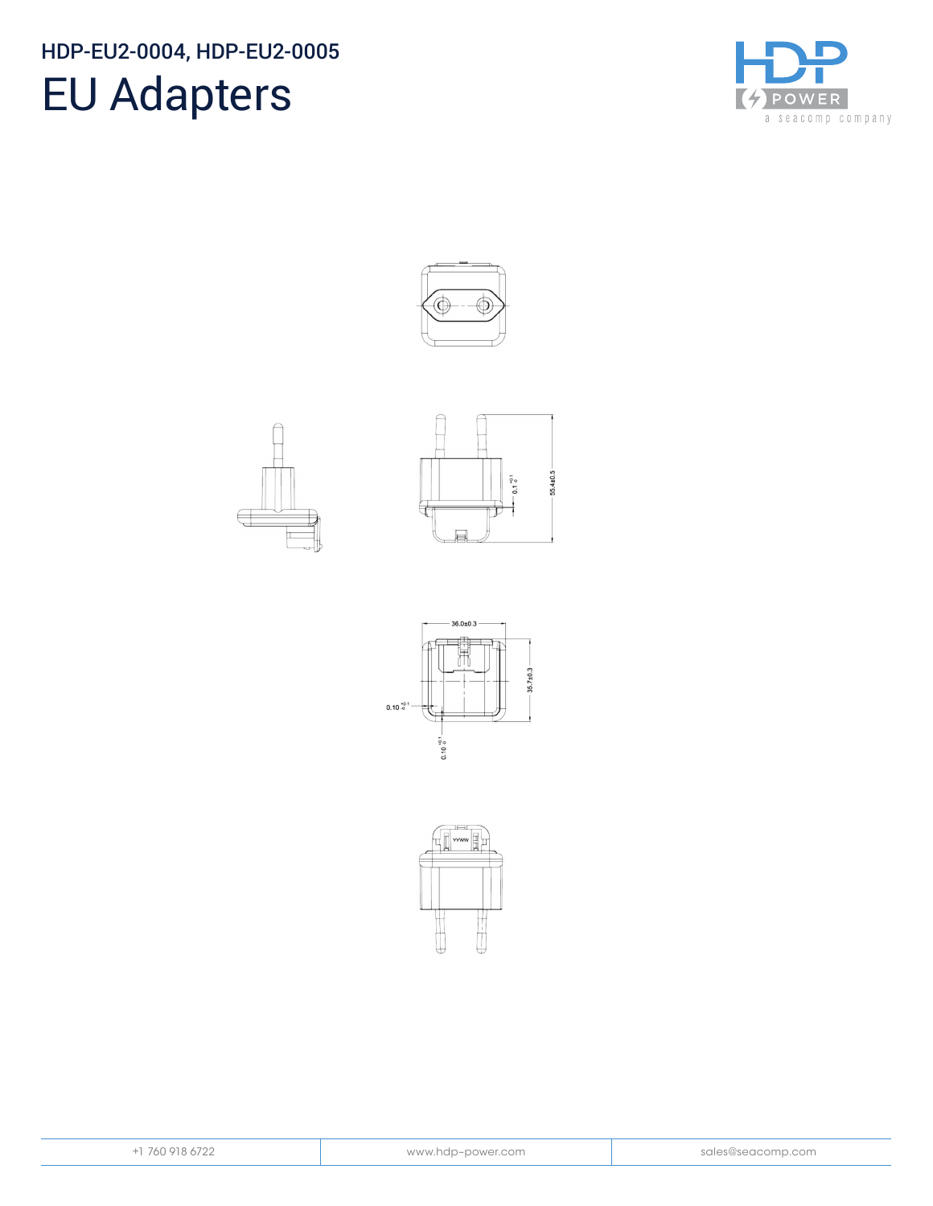HDP-EU2-0004, HDP-EU2-0005

# EU Adapters

55.4±0.5

$0.1^{+0.1}_{-0}$

36.0±0.3

35.7±0.3

$0.10^{+0.1}_{-0}$

$0.10^{+0.1}_{-0}$

YYWW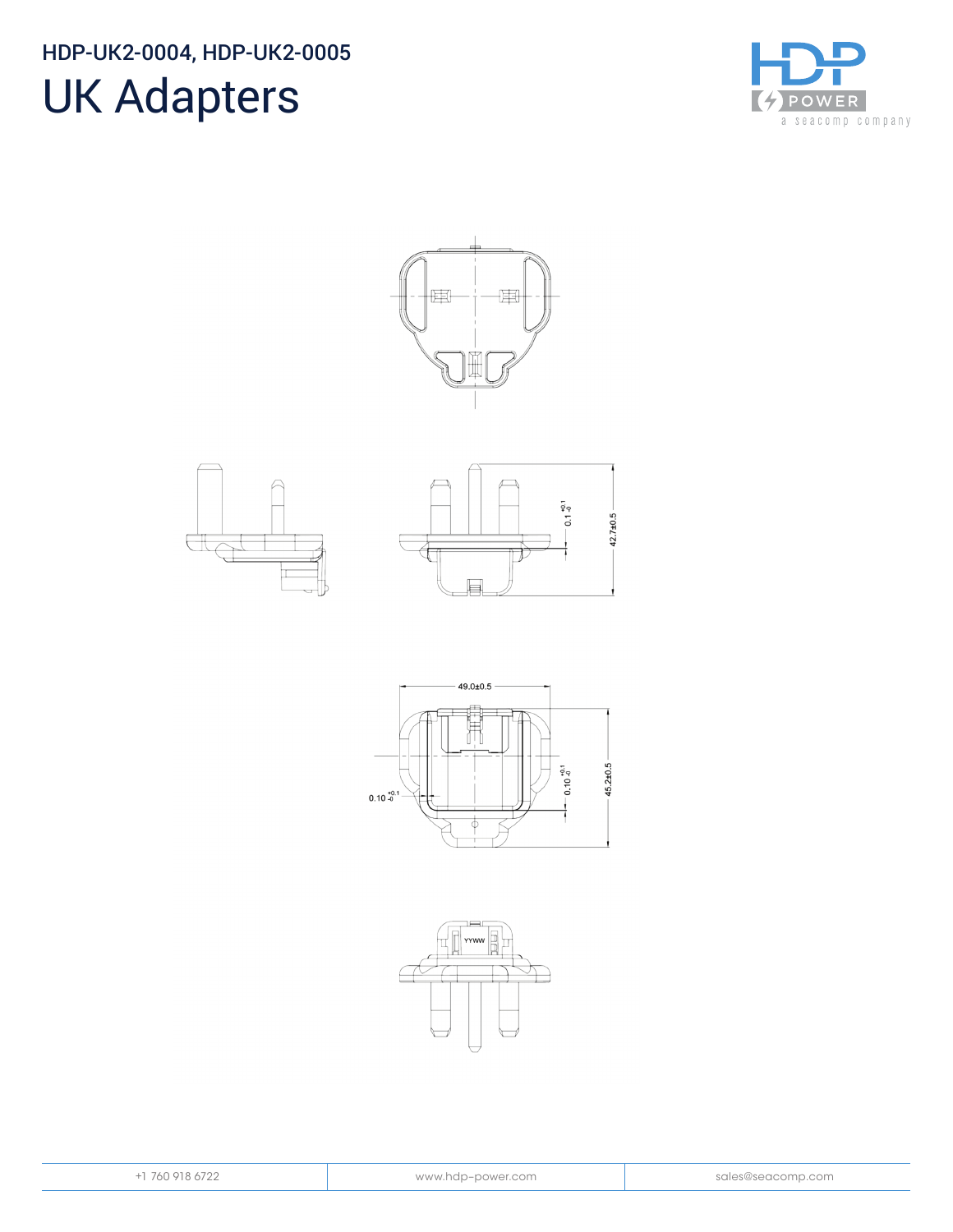## HDP-UK2-0004, HDP-UK2-0005

# UK Adapters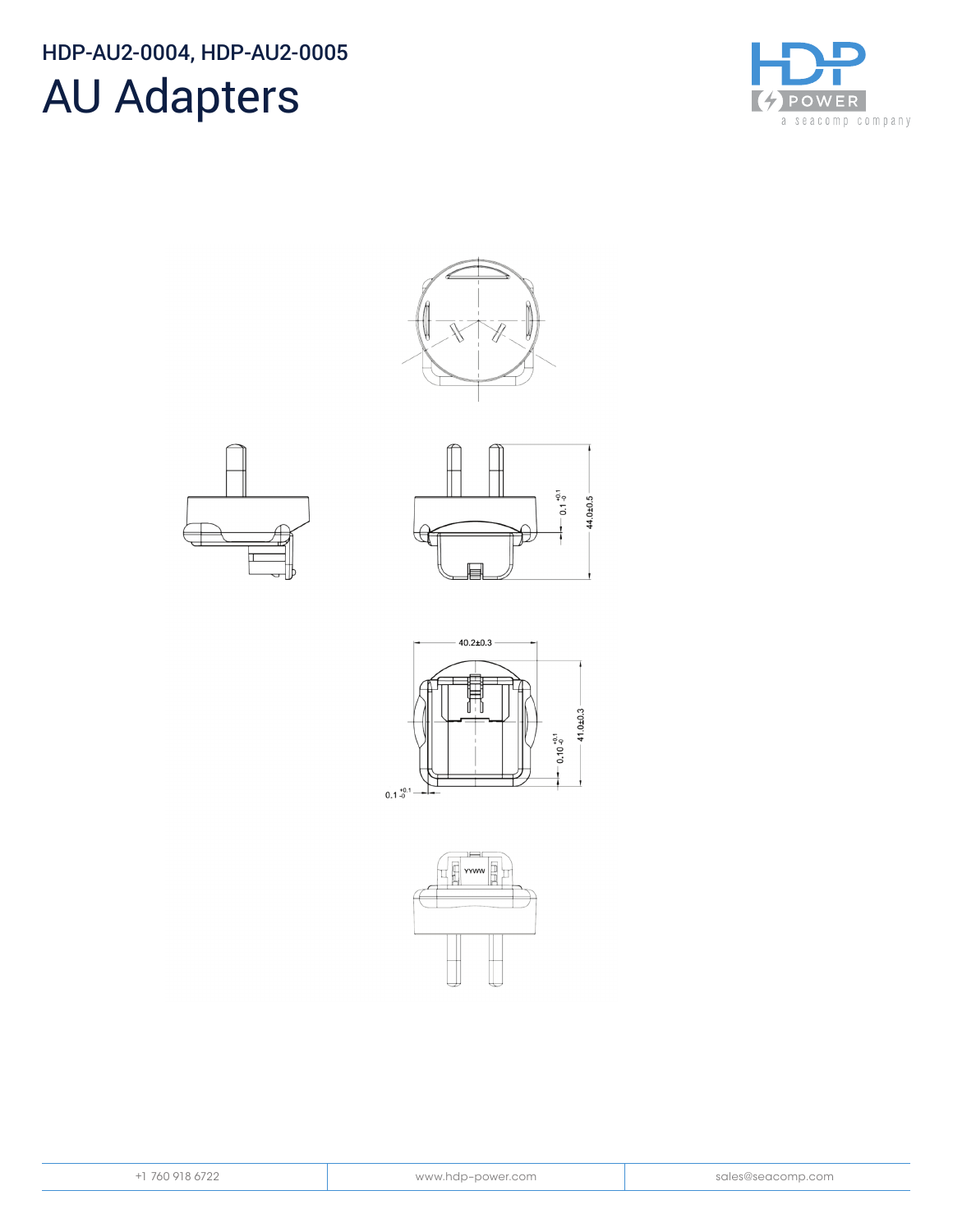HDP-AU2-0004, HDP-AU2-0005

# AU Adapters

40.2±0.3

44.0±0.5

41.0±0.3

$0.1^{+0.1}_{-0}$

$0.10^{+0.1}_{-0}$

$0.1^{+0.1}_{-0}$

YYWW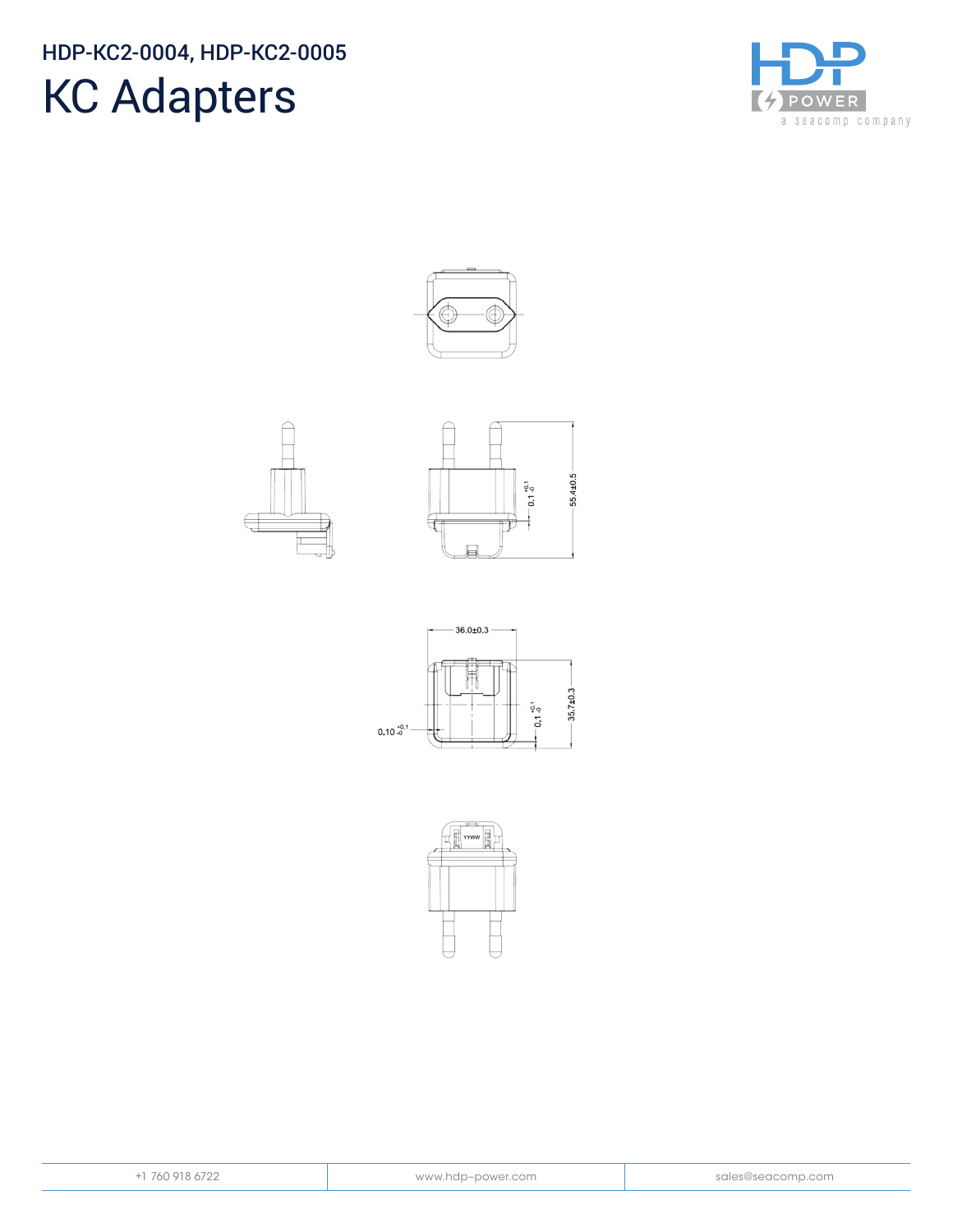HDP-KC2-0004, HDP-KC2-0005

# KC Adapters

55.4±0.5

0.1 +0.1 -0

36.0±0.3

35.7±0.3

0,10 +0.1 -0

0,1 +0.1 -0

YYWW